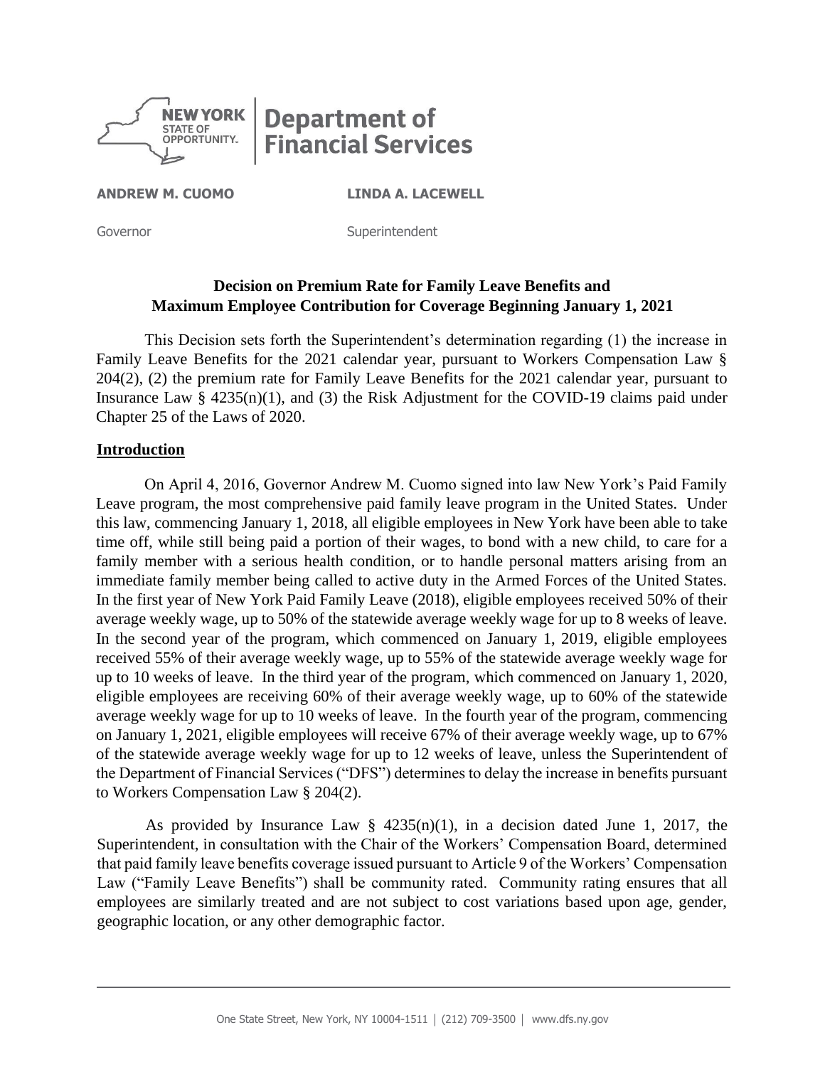**Department of Financial Services**

**ANDREW M. CUOMO** Governor

**LINDA A. LACEWELL** Superintendent

## Decision on Premium Rate for Family Leave Benefits and Maximum Employee Contribution for Coverage Beginning January 1, 2021

This Decision sets forth the Superintendent's determination regarding (1) the increase in Family Leave Benefits for the 2021 calendar year, pursuant to Workers Compensation Law § 204(2), (2) the premium rate for Family Leave Benefits for the 2021 calendar year, pursuant to Insurance Law § 4235(n)(1), and (3) the Risk Adjustment for the COVID-19 claims paid under Chapter 25 of the Laws of 2020.

### Introduction

On April 4, 2016, Governor Andrew M. Cuomo signed into law New York's Paid Family Leave program, the most comprehensive paid family leave program in the United States. Under this law, commencing January 1, 2018, all eligible employees in New York have been able to take time off, while still being paid a portion of their wages, to bond with a new child, to care for a family member with a serious health condition, or to handle personal matters arising from an immediate family member being called to active duty in the Armed Forces of the United States. In the first year of New York Paid Family Leave (2018), eligible employees received 50% of their average weekly wage, up to 50% of the statewide average weekly wage for up to 8 weeks of leave. In the second year of the program, which commenced on January 1, 2019, eligible employees received 55% of their average weekly wage, up to 55% of the statewide average weekly wage for up to 10 weeks of leave. In the third year of the program, which commenced on January 1, 2020, eligible employees are receiving 60% of their average weekly wage, up to 60% of the statewide average weekly wage for up to 10 weeks of leave. In the fourth year of the program, commencing on January 1, 2021, eligible employees will receive 67% of their average weekly wage, up to 67% of the statewide average weekly wage for up to 12 weeks of leave, unless the Superintendent of the Department of Financial Services ("DFS") determines to delay the increase in benefits pursuant to Workers Compensation Law § 204(2).

As provided by Insurance Law § 4235(n)(1), in a decision dated June 1, 2017, the Superintendent, in consultation with the Chair of the Workers' Compensation Board, determined that paid family leave benefits coverage issued pursuant to Article 9 of the Workers' Compensation Law ("Family Leave Benefits") shall be community rated. Community rating ensures that all employees are similarly treated and are not subject to cost variations based upon age, gender, geographic location, or any other demographic factor.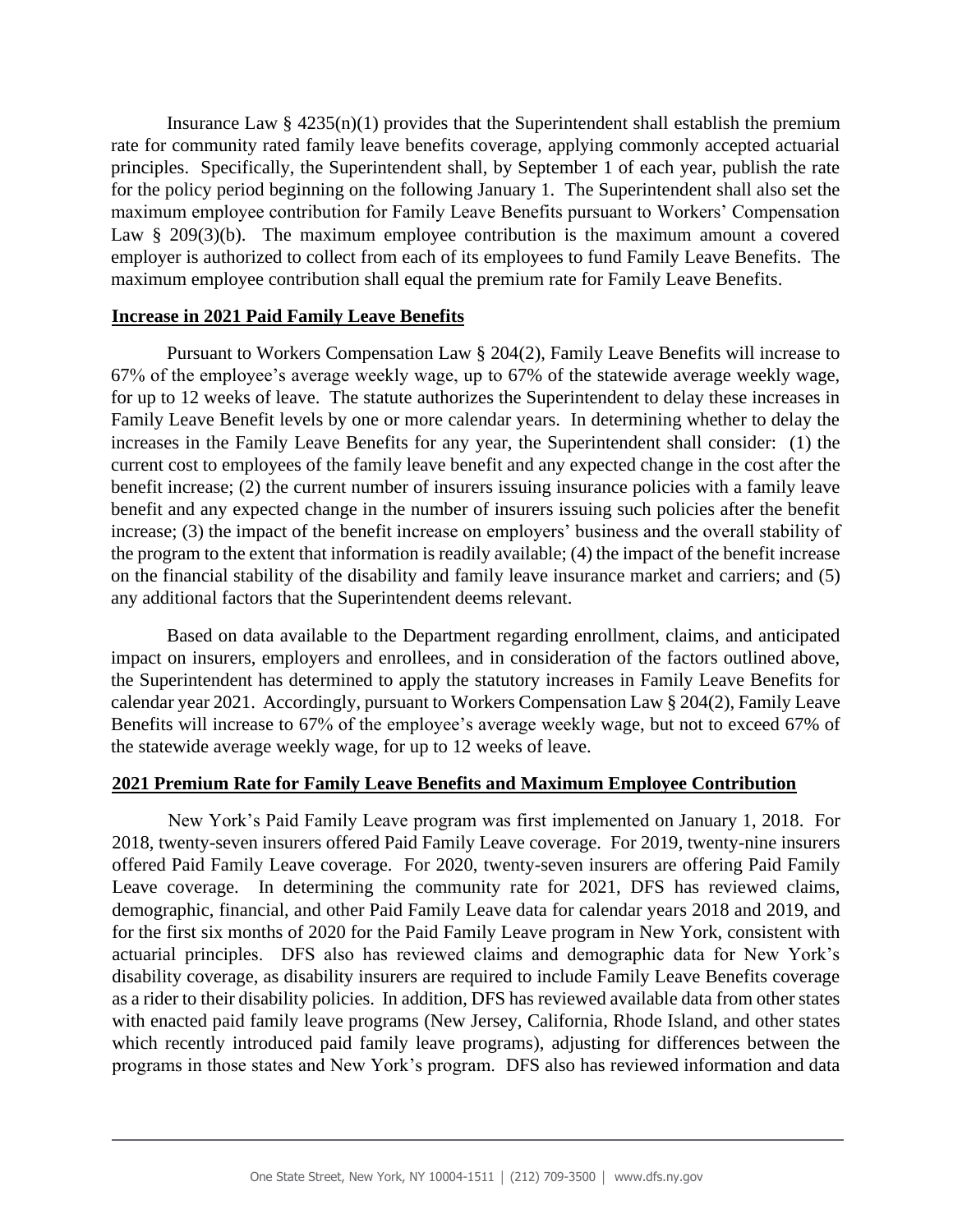Insurance Law § 4235(n)(1) provides that the Superintendent shall establish the premium rate for community rated family leave benefits coverage, applying commonly accepted actuarial principles. Specifically, the Superintendent shall, by September 1 of each year, publish the rate for the policy period beginning on the following January 1. The Superintendent shall also set the maximum employee contribution for Family Leave Benefits pursuant to Workers' Compensation Law § 209(3)(b). The maximum employee contribution is the maximum amount a covered employer is authorized to collect from each of its employees to fund Family Leave Benefits. The maximum employee contribution shall equal the premium rate for Family Leave Benefits.

## Increase in 2021 Paid Family Leave Benefits

Pursuant to Workers Compensation Law § 204(2), Family Leave Benefits will increase to 67% of the employee's average weekly wage, up to 67% of the statewide average weekly wage, for up to 12 weeks of leave. The statute authorizes the Superintendent to delay these increases in Family Leave Benefit levels by one or more calendar years. In determining whether to delay the increases in the Family Leave Benefits for any year, the Superintendent shall consider: (1) the current cost to employees of the family leave benefit and any expected change in the cost after the benefit increase; (2) the current number of insurers issuing insurance policies with a family leave benefit and any expected change in the number of insurers issuing such policies after the benefit increase; (3) the impact of the benefit increase on employers' business and the overall stability of the program to the extent that information is readily available; (4) the impact of the benefit increase on the financial stability of the disability and family leave insurance market and carriers; and (5) any additional factors that the Superintendent deems relevant.

Based on data available to the Department regarding enrollment, claims, and anticipated impact on insurers, employers and enrollees, and in consideration of the factors outlined above, the Superintendent has determined to apply the statutory increases in Family Leave Benefits for calendar year 2021. Accordingly, pursuant to Workers Compensation Law § 204(2), Family Leave Benefits will increase to 67% of the employee's average weekly wage, but not to exceed 67% of the statewide average weekly wage, for up to 12 weeks of leave.

## 2021 Premium Rate for Family Leave Benefits and Maximum Employee Contribution

New York's Paid Family Leave program was first implemented on January 1, 2018. For 2018, twenty-seven insurers offered Paid Family Leave coverage. For 2019, twenty-nine insurers offered Paid Family Leave coverage. For 2020, twenty-seven insurers are offering Paid Family Leave coverage. In determining the community rate for 2021, DFS has reviewed claims, demographic, financial, and other Paid Family Leave data for calendar years 2018 and 2019, and for the first six months of 2020 for the Paid Family Leave program in New York, consistent with actuarial principles. DFS also has reviewed claims and demographic data for New York's disability coverage, as disability insurers are required to include Family Leave Benefits coverage as a rider to their disability policies. In addition, DFS has reviewed available data from other states with enacted paid family leave programs (New Jersey, California, Rhode Island, and other states which recently introduced paid family leave programs), adjusting for differences between the programs in those states and New York's program. DFS also has reviewed information and data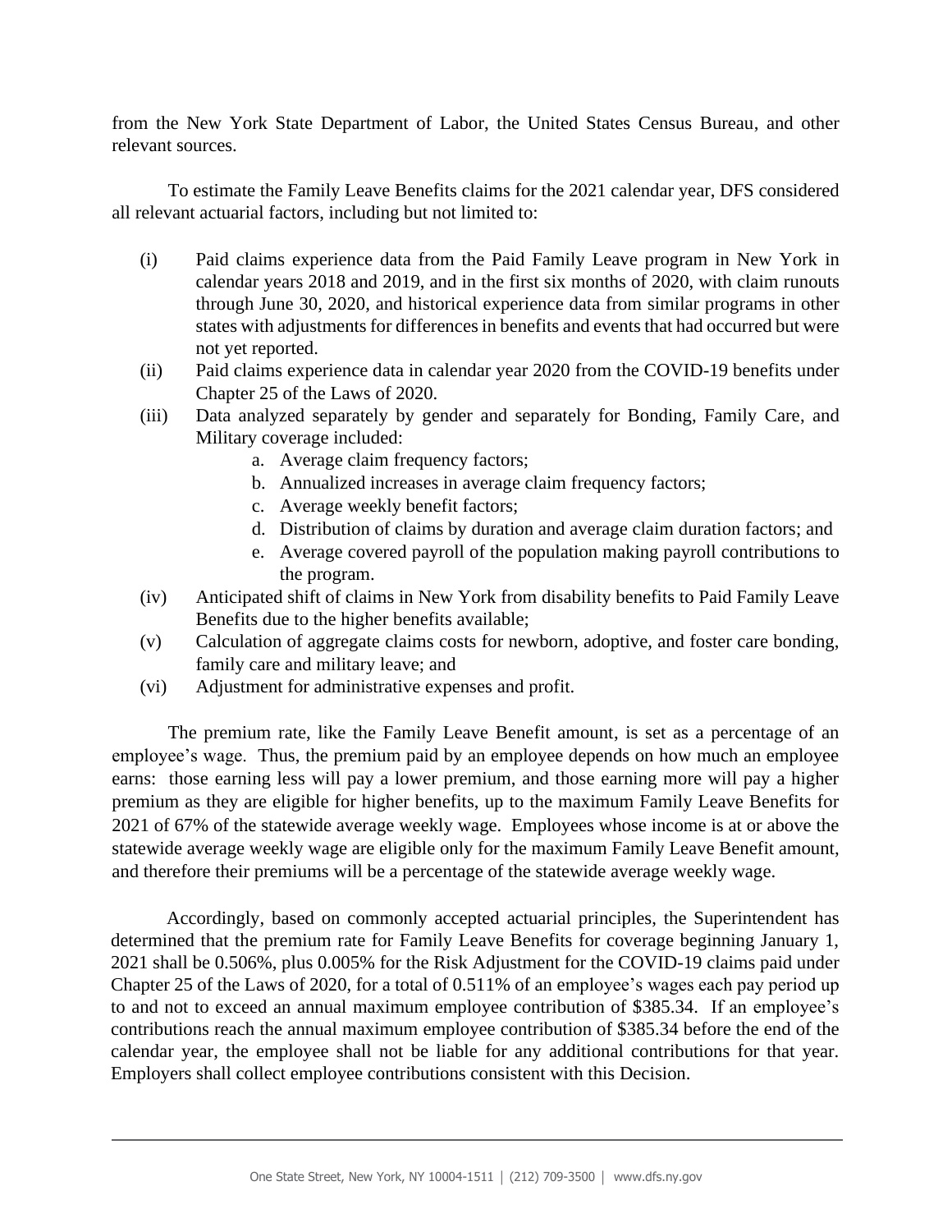from the New York State Department of Labor, the United States Census Bureau, and other relevant sources.

To estimate the Family Leave Benefits claims for the 2021 calendar year, DFS considered all relevant actuarial factors, including but not limited to:

(i) Paid claims experience data from the Paid Family Leave program in New York in calendar years 2018 and 2019, and in the first six months of 2020, with claim runouts through June 30, 2020, and historical experience data from similar programs in other states with adjustments for differences in benefits and events that had occurred but were not yet reported.

(ii) Paid claims experience data in calendar year 2020 from the COVID-19 benefits under Chapter 25 of the Laws of 2020.

(iii) Data analyzed separately by gender and separately for Bonding, Family Care, and Military coverage included:

   a. Average claim frequency factors;
   b. Annualized increases in average claim frequency factors;
   c. Average weekly benefit factors;
   d. Distribution of claims by duration and average claim duration factors; and
   e. Average covered payroll of the population making payroll contributions to the program.

(iv) Anticipated shift of claims in New York from disability benefits to Paid Family Leave Benefits due to the higher benefits available;

(v) Calculation of aggregate claims costs for newborn, adoptive, and foster care bonding, family care and military leave; and

(vi) Adjustment for administrative expenses and profit.

The premium rate, like the Family Leave Benefit amount, is set as a percentage of an employee's wage. Thus, the premium paid by an employee depends on how much an employee earns: those earning less will pay a lower premium, and those earning more will pay a higher premium as they are eligible for higher benefits, up to the maximum Family Leave Benefits for 2021 of 67% of the statewide average weekly wage. Employees whose income is at or above the statewide average weekly wage are eligible only for the maximum Family Leave Benefit amount, and therefore their premiums will be a percentage of the statewide average weekly wage.

Accordingly, based on commonly accepted actuarial principles, the Superintendent has determined that the premium rate for Family Leave Benefits for coverage beginning January 1, 2021 shall be 0.506%, plus 0.005% for the Risk Adjustment for the COVID-19 claims paid under Chapter 25 of the Laws of 2020, for a total of 0.511% of an employee's wages each pay period up to and not to exceed an annual maximum employee contribution of $385.34. If an employee's contributions reach the annual maximum employee contribution of $385.34 before the end of the calendar year, the employee shall not be liable for any additional contributions for that year. Employers shall collect employee contributions consistent with this Decision.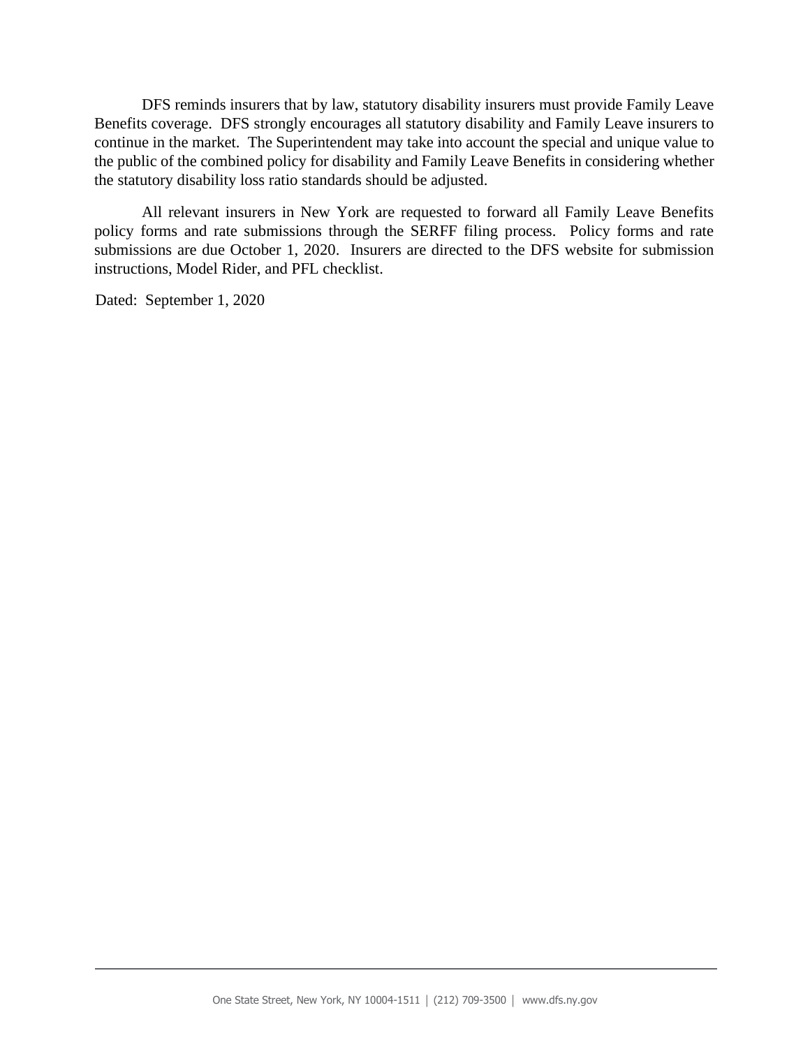DFS reminds insurers that by law, statutory disability insurers must provide Family Leave Benefits coverage. DFS strongly encourages all statutory disability and Family Leave insurers to continue in the market. The Superintendent may take into account the special and unique value to the public of the combined policy for disability and Family Leave Benefits in considering whether the statutory disability loss ratio standards should be adjusted.

All relevant insurers in New York are requested to forward all Family Leave Benefits policy forms and rate submissions through the SERFF filing process. Policy forms and rate submissions are due October 1, 2020. Insurers are directed to the DFS website for submission instructions, Model Rider, and PFL checklist.

Dated: September 1, 2020